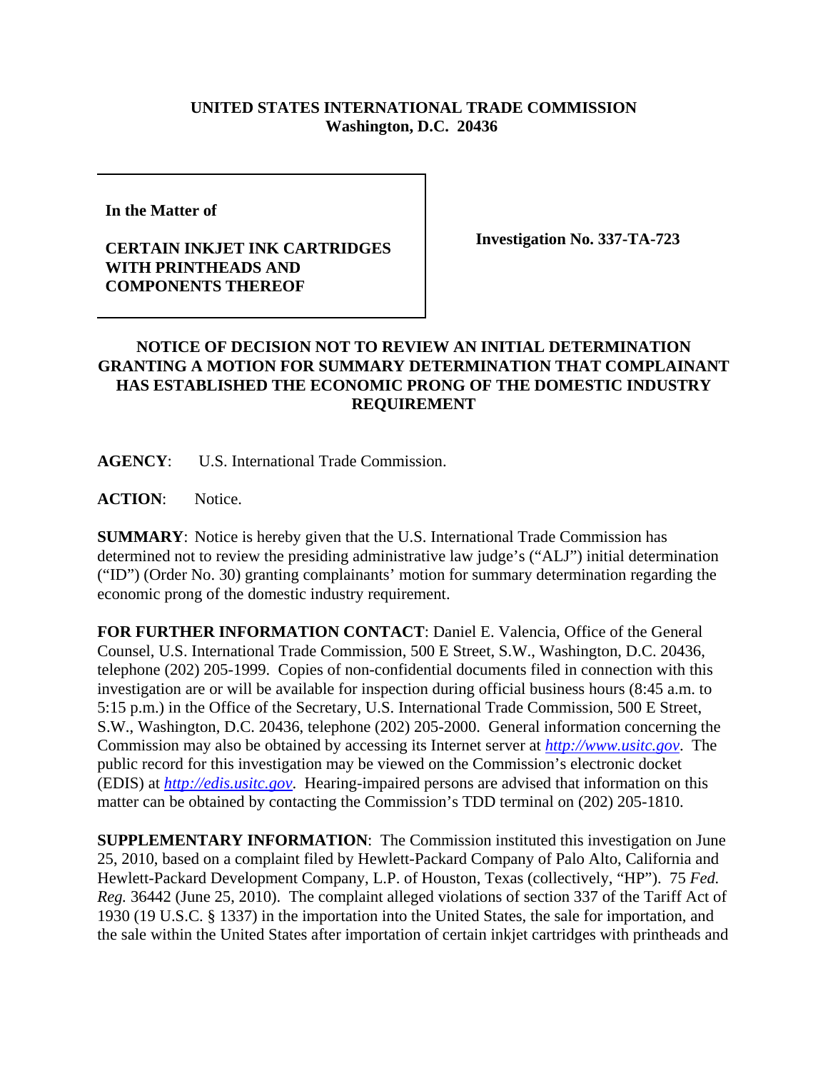**UNITED STATES INTERNATIONAL TRADE COMMISSION**
**Washington, D.C. 20436**

| **In the Matter of**<br><br>**CERTAIN INKJET INK CARTRIDGES WITH PRINTHEADS AND COMPONENTS THEREOF** | **Investigation No. 337-TA-723** |
| --- | --- |

## NOTICE OF DECISION NOT TO REVIEW AN INITIAL DETERMINATION GRANTING A MOTION FOR SUMMARY DETERMINATION THAT COMPLAINANT HAS ESTABLISHED THE ECONOMIC PRONG OF THE DOMESTIC INDUSTRY REQUIREMENT

**AGENCY**: U.S. International Trade Commission.

**ACTION**: Notice.

**SUMMARY**: Notice is hereby given that the U.S. International Trade Commission has determined not to review the presiding administrative law judge's ("ALJ") initial determination ("ID") (Order No. 30) granting complainants' motion for summary determination regarding the economic prong of the domestic industry requirement.

**FOR FURTHER INFORMATION CONTACT**: Daniel E. Valencia, Office of the General Counsel, U.S. International Trade Commission, 500 E Street, S.W., Washington, D.C. 20436, telephone (202) 205-1999. Copies of non-confidential documents filed in connection with this investigation are or will be available for inspection during official business hours (8:45 a.m. to 5:15 p.m.) in the Office of the Secretary, U.S. International Trade Commission, 500 E Street, S.W., Washington, D.C. 20436, telephone (202) 205-2000. General information concerning the Commission may also be obtained by accessing its Internet server at *http://www.usitc.gov*. The public record for this investigation may be viewed on the Commission's electronic docket (EDIS) at *http://edis.usitc.gov*. Hearing-impaired persons are advised that information on this matter can be obtained by contacting the Commission's TDD terminal on (202) 205-1810.

**SUPPLEMENTARY INFORMATION**: The Commission instituted this investigation on June 25, 2010, based on a complaint filed by Hewlett-Packard Company of Palo Alto, California and Hewlett-Packard Development Company, L.P. of Houston, Texas (collectively, "HP"). 75 *Fed. Reg.* 36442 (June 25, 2010). The complaint alleged violations of section 337 of the Tariff Act of 1930 (19 U.S.C. § 1337) in the importation into the United States, the sale for importation, and the sale within the United States after importation of certain inkjet cartridges with printheads and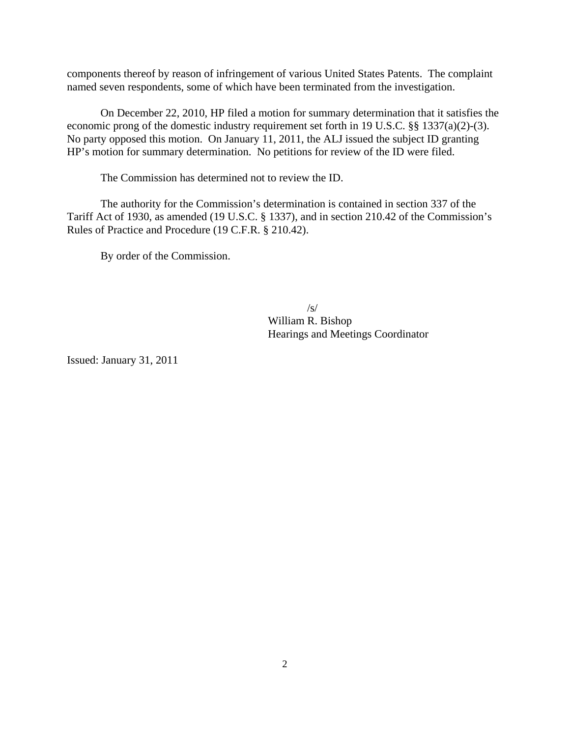components thereof by reason of infringement of various United States Patents. The complaint named seven respondents, some of which have been terminated from the investigation.

On December 22, 2010, HP filed a motion for summary determination that it satisfies the economic prong of the domestic industry requirement set forth in 19 U.S.C. §§ 1337(a)(2)-(3). No party opposed this motion. On January 11, 2011, the ALJ issued the subject ID granting HP's motion for summary determination. No petitions for review of the ID were filed.

The Commission has determined not to review the ID.

The authority for the Commission's determination is contained in section 337 of the Tariff Act of 1930, as amended (19 U.S.C. § 1337), and in section 210.42 of the Commission's Rules of Practice and Procedure (19 C.F.R. § 210.42).

By order of the Commission.

/s/
William R. Bishop
Hearings and Meetings Coordinator

Issued: January 31, 2011